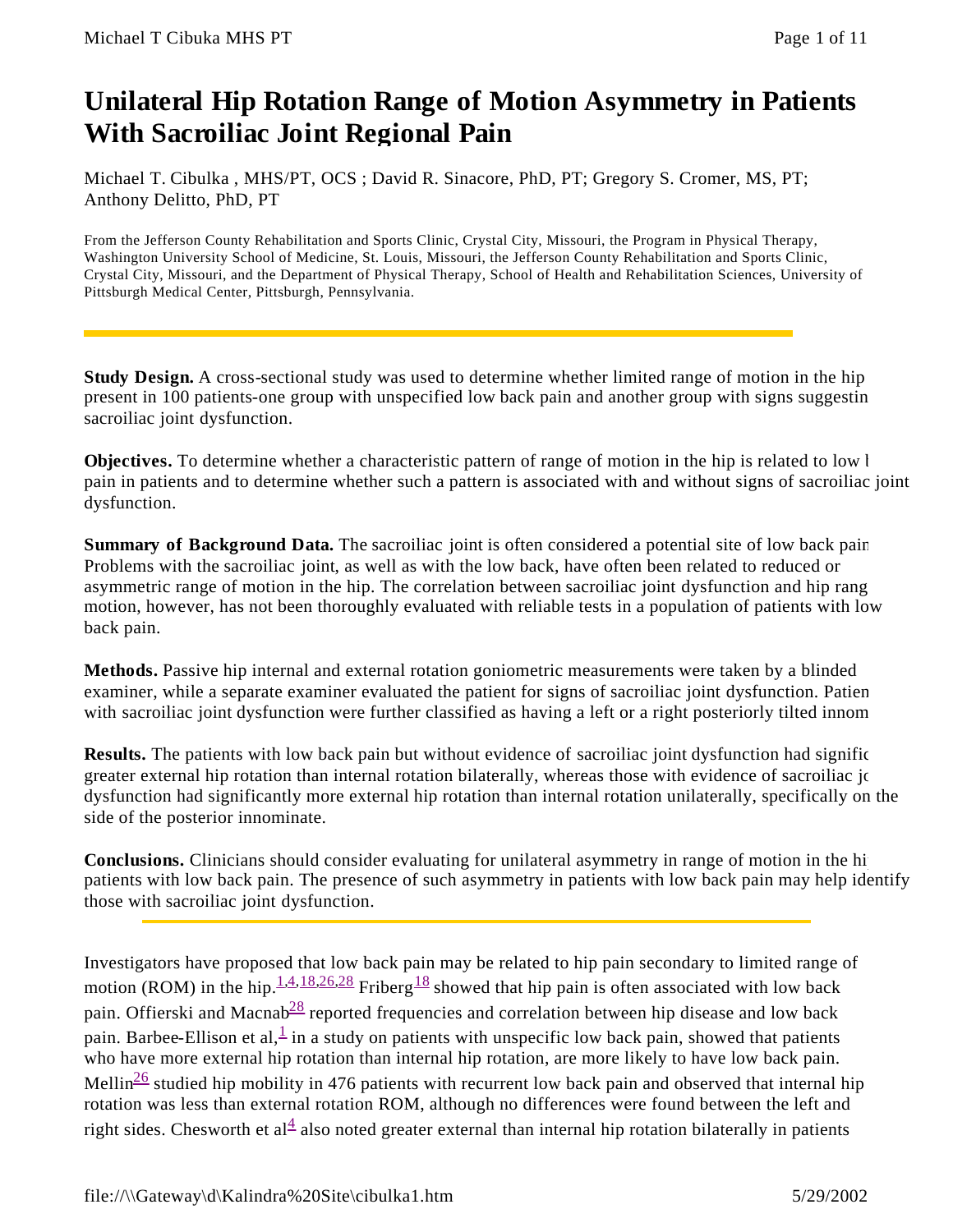# Unilateral Hip Rotation Range of Motion Asymmetry in Patients With Sacroiliac Joint Regional Pain

Michael T. Cibulka , MHS/PT, OCS ; David R. Sinacore, PhD, PT; Gregory S. Cromer, MS, PT; Anthony Delitto, PhD, PT

From the Jefferson County Rehabilitation and Sports Clinic, Crystal City, Missouri, the Program in Physical Therapy, Washington University School of Medicine, St. Louis, Missouri, the Jefferson County Rehabilitation and Sports Clinic, Crystal City, Missouri, and the Department of Physical Therapy, School of Health and Rehabilitation Sciences, University of Pittsburgh Medical Center, Pittsburgh, Pennsylvania.

---

**Study Design.** A cross-sectional study was used to determine whether limited range of motion in the hip present in 100 patients-one group with unspecified low back pain and another group with signs suggestin sacroiliac joint dysfunction.

**Objectives.** To determine whether a characteristic pattern of range of motion in the hip is related to low l pain in patients and to determine whether such a pattern is associated with and without signs of sacroiliac joint dysfunction.

**Summary of Background Data.** The sacroiliac joint is often considered a potential site of low back pain Problems with the sacroiliac joint, as well as with the low back, have often been related to reduced or asymmetric range of motion in the hip. The correlation between sacroiliac joint dysfunction and hip rang motion, however, has not been thoroughly evaluated with reliable tests in a population of patients with low back pain.

**Methods.** Passive hip internal and external rotation goniometric measurements were taken by a blinded examiner, while a separate examiner evaluated the patient for signs of sacroiliac joint dysfunction. Patien with sacroiliac joint dysfunction were further classified as having a left or a right posteriorly tilted innom

**Results.** The patients with low back pain but without evidence of sacroiliac joint dysfunction had signific greater external hip rotation than internal rotation bilaterally, whereas those with evidence of sacroiliac jo dysfunction had significantly more external hip rotation than internal rotation unilaterally, specifically on the side of the posterior innominate.

**Conclusions.** Clinicians should consider evaluating for unilateral asymmetry in range of motion in the hi patients with low back pain. The presence of such asymmetry in patients with low back pain may help identify those with sacroiliac joint dysfunction.

---

Investigators have proposed that low back pain may be related to hip pain secondary to limited range of motion (ROM) in the hip.[1,4,18,26,28] Friberg[18] showed that hip pain is often associated with low back pain. Offierski and Macnab[28] reported frequencies and correlation between hip disease and low back pain. Barbee-Ellison et al,[1] in a study on patients with unspecific low back pain, showed that patients who have more external hip rotation than internal hip rotation, are more likely to have low back pain. Mellin[26] studied hip mobility in 476 patients with recurrent low back pain and observed that internal hip rotation was less than external rotation ROM, although no differences were found between the left and right sides. Chesworth et al[4] also noted greater external than internal hip rotation bilaterally in patients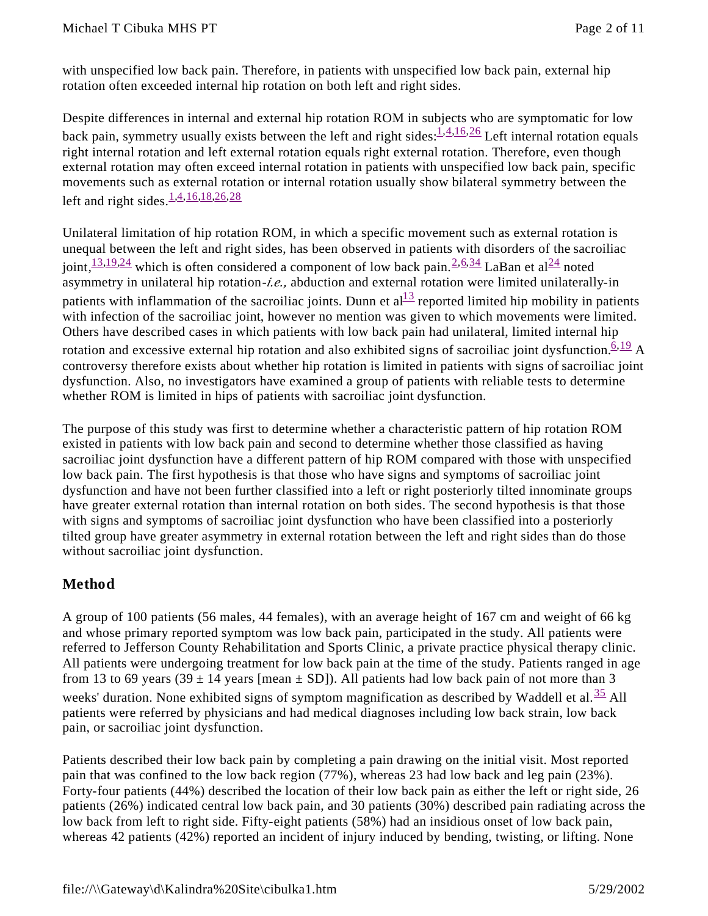with unspecified low back pain. Therefore, in patients with unspecified low back pain, external hip rotation often exceeded internal hip rotation on both left and right sides.

Despite differences in internal and external hip rotation ROM in subjects who are symptomatic for low back pain, symmetry usually exists between the left and right sides:[1,4,16,26] Left internal rotation equals right internal rotation and left external rotation equals right external rotation. Therefore, even though external rotation may often exceed internal rotation in patients with unspecified low back pain, specific movements such as external rotation or internal rotation usually show bilateral symmetry between the left and right sides.[1,4,16,18,26,28]

Unilateral limitation of hip rotation ROM, in which a specific movement such as external rotation is unequal between the left and right sides, has been observed in patients with disorders of the sacroiliac joint,[13,19,24] which is often considered a component of low back pain.[2,6,34] LaBan et al[24] noted asymmetry in unilateral hip rotation-*i.e.,* abduction and external rotation were limited unilaterally-in patients with inflammation of the sacroiliac joints. Dunn et al[13] reported limited hip mobility in patients with infection of the sacroiliac joint, however no mention was given to which movements were limited. Others have described cases in which patients with low back pain had unilateral, limited internal hip rotation and excessive external hip rotation and also exhibited signs of sacroiliac joint dysfunction.[6,19] A controversy therefore exists about whether hip rotation is limited in patients with signs of sacroiliac joint dysfunction. Also, no investigators have examined a group of patients with reliable tests to determine whether ROM is limited in hips of patients with sacroiliac joint dysfunction.

The purpose of this study was first to determine whether a characteristic pattern of hip rotation ROM existed in patients with low back pain and second to determine whether those classified as having sacroiliac joint dysfunction have a different pattern of hip ROM compared with those with unspecified low back pain. The first hypothesis is that those who have signs and symptoms of sacroiliac joint dysfunction and have not been further classified into a left or right posteriorly tilted innominate groups have greater external rotation than internal rotation on both sides. The second hypothesis is that those with signs and symptoms of sacroiliac joint dysfunction who have been classified into a posteriorly tilted group have greater asymmetry in external rotation between the left and right sides than do those without sacroiliac joint dysfunction.

## Method

A group of 100 patients (56 males, 44 females), with an average height of 167 cm and weight of 66 kg and whose primary reported symptom was low back pain, participated in the study. All patients were referred to Jefferson County Rehabilitation and Sports Clinic, a private practice physical therapy clinic. All patients were undergoing treatment for low back pain at the time of the study. Patients ranged in age from 13 to 69 years (39 ± 14 years [mean ± SD]). All patients had low back pain of not more than 3 weeks' duration. None exhibited signs of symptom magnification as described by Waddell et al.[35] All patients were referred by physicians and had medical diagnoses including low back strain, low back pain, or sacroiliac joint dysfunction.

Patients described their low back pain by completing a pain drawing on the initial visit. Most reported pain that was confined to the low back region (77%), whereas 23 had low back and leg pain (23%). Forty-four patients (44%) described the location of their low back pain as either the left or right side, 26 patients (26%) indicated central low back pain, and 30 patients (30%) described pain radiating across the low back from left to right side. Fifty-eight patients (58%) had an insidious onset of low back pain, whereas 42 patients (42%) reported an incident of injury induced by bending, twisting, or lifting. None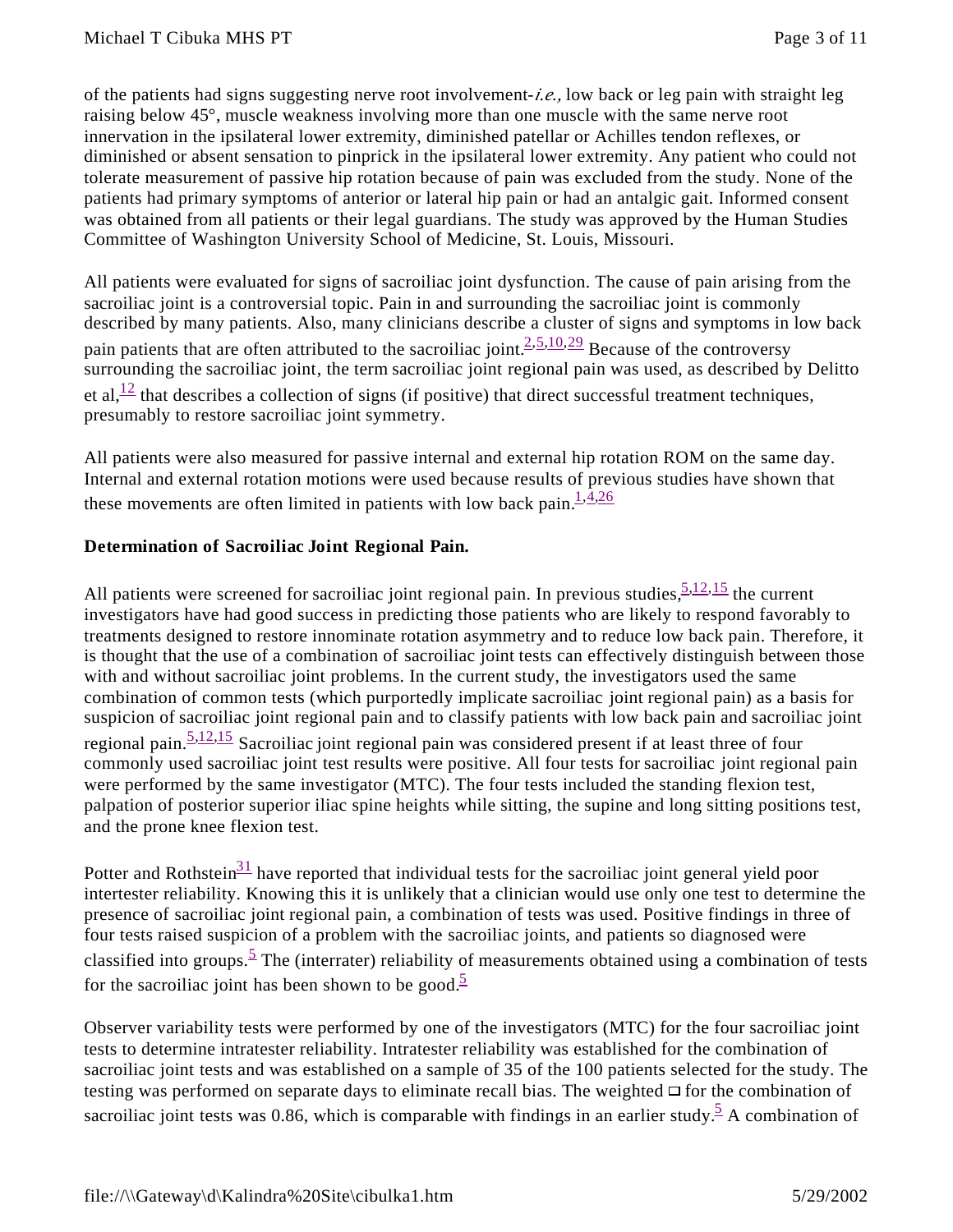of the patients had signs suggesting nerve root involvement-*i.e.,* low back or leg pain with straight leg raising below 45°, muscle weakness involving more than one muscle with the same nerve root innervation in the ipsilateral lower extremity, diminished patellar or Achilles tendon reflexes, or diminished or absent sensation to pinprick in the ipsilateral lower extremity. Any patient who could not tolerate measurement of passive hip rotation because of pain was excluded from the study. None of the patients had primary symptoms of anterior or lateral hip pain or had an antalgic gait. Informed consent was obtained from all patients or their legal guardians. The study was approved by the Human Studies Committee of Washington University School of Medicine, St. Louis, Missouri.

All patients were evaluated for signs of sacroiliac joint dysfunction. The cause of pain arising from the sacroiliac joint is a controversial topic. Pain in and surrounding the sacroiliac joint is commonly described by many patients. Also, many clinicians describe a cluster of signs and symptoms in low back pain patients that are often attributed to the sacroiliac joint.[2,5,10,29] Because of the controversy surrounding the sacroiliac joint, the term sacroiliac joint regional pain was used, as described by Delitto et al,[12] that describes a collection of signs (if positive) that direct successful treatment techniques, presumably to restore sacroiliac joint symmetry.

All patients were also measured for passive internal and external hip rotation ROM on the same day. Internal and external rotation motions were used because results of previous studies have shown that these movements are often limited in patients with low back pain.[1,4,26]

### Determination of Sacroiliac Joint Regional Pain.

All patients were screened for sacroiliac joint regional pain. In previous studies,[5,12,15] the current investigators have had good success in predicting those patients who are likely to respond favorably to treatments designed to restore innominate rotation asymmetry and to reduce low back pain. Therefore, it is thought that the use of a combination of sacroiliac joint tests can effectively distinguish between those with and without sacroiliac joint problems. In the current study, the investigators used the same combination of common tests (which purportedly implicate sacroiliac joint regional pain) as a basis for suspicion of sacroiliac joint regional pain and to classify patients with low back pain and sacroiliac joint regional pain.[5,12,15] Sacroiliac joint regional pain was considered present if at least three of four commonly used sacroiliac joint test results were positive. All four tests for sacroiliac joint regional pain were performed by the same investigator (MTC). The four tests included the standing flexion test, palpation of posterior superior iliac spine heights while sitting, the supine and long sitting positions test, and the prone knee flexion test.

Potter and Rothstein[31] have reported that individual tests for the sacroiliac joint general yield poor intertester reliability. Knowing this it is unlikely that a clinician would use only one test to determine the presence of sacroiliac joint regional pain, a combination of tests was used. Positive findings in three of four tests raised suspicion of a problem with the sacroiliac joints, and patients so diagnosed were classified into groups.[5] The (interrater) reliability of measurements obtained using a combination of tests for the sacroiliac joint has been shown to be good.[5]

Observer variability tests were performed by one of the investigators (MTC) for the four sacroiliac joint tests to determine intratester reliability. Intratester reliability was established for the combination of sacroiliac joint tests and was established on a sample of 35 of the 100 patients selected for the study. The testing was performed on separate days to eliminate recall bias. The weighted □ for the combination of sacroiliac joint tests was 0.86, which is comparable with findings in an earlier study.[5] A combination of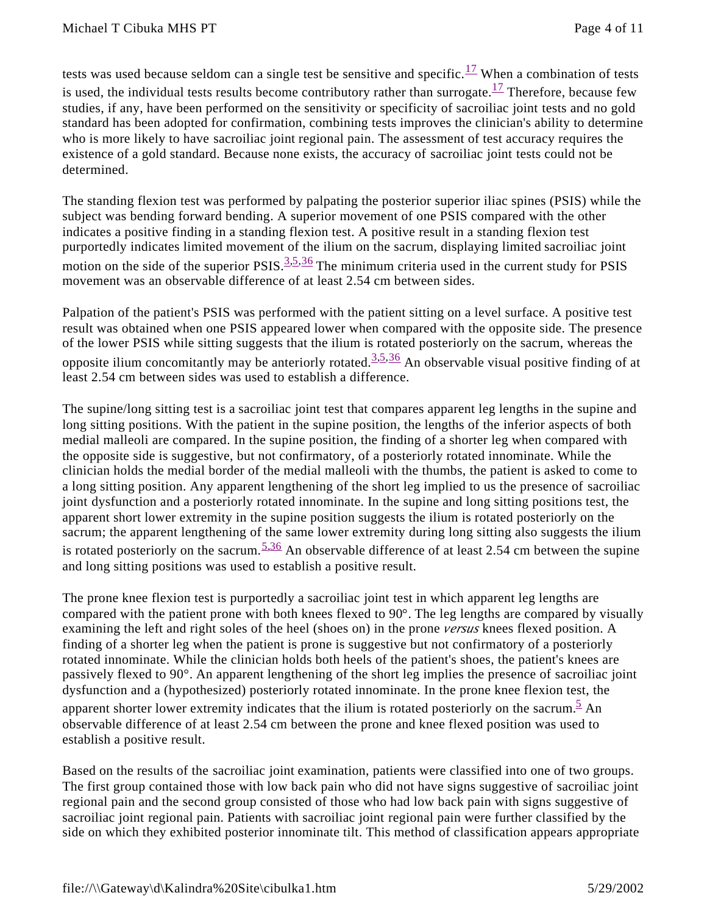tests was used because seldom can a single test be sensitive and specific.[17] When a combination of tests is used, the individual tests results become contributory rather than surrogate.[17] Therefore, because few studies, if any, have been performed on the sensitivity or specificity of sacroiliac joint tests and no gold standard has been adopted for confirmation, combining tests improves the clinician's ability to determine who is more likely to have sacroiliac joint regional pain. The assessment of test accuracy requires the existence of a gold standard. Because none exists, the accuracy of sacroiliac joint tests could not be determined.

The standing flexion test was performed by palpating the posterior superior iliac spines (PSIS) while the subject was bending forward bending. A superior movement of one PSIS compared with the other indicates a positive finding in a standing flexion test. A positive result in a standing flexion test purportedly indicates limited movement of the ilium on the sacrum, displaying limited sacroiliac joint motion on the side of the superior PSIS.[3,5,36] The minimum criteria used in the current study for PSIS movement was an observable difference of at least 2.54 cm between sides.

Palpation of the patient's PSIS was performed with the patient sitting on a level surface. A positive test result was obtained when one PSIS appeared lower when compared with the opposite side. The presence of the lower PSIS while sitting suggests that the ilium is rotated posteriorly on the sacrum, whereas the opposite ilium concomitantly may be anteriorly rotated.[3,5,36] An observable visual positive finding of at least 2.54 cm between sides was used to establish a difference.

The supine/long sitting test is a sacroiliac joint test that compares apparent leg lengths in the supine and long sitting positions. With the patient in the supine position, the lengths of the inferior aspects of both medial malleoli are compared. In the supine position, the finding of a shorter leg when compared with the opposite side is suggestive, but not confirmatory, of a posteriorly rotated innominate. While the clinician holds the medial border of the medial malleoli with the thumbs, the patient is asked to come to a long sitting position. Any apparent lengthening of the short leg implied to us the presence of sacroiliac joint dysfunction and a posteriorly rotated innominate. In the supine and long sitting positions test, the apparent short lower extremity in the supine position suggests the ilium is rotated posteriorly on the sacrum; the apparent lengthening of the same lower extremity during long sitting also suggests the ilium is rotated posteriorly on the sacrum.[5,36] An observable difference of at least 2.54 cm between the supine and long sitting positions was used to establish a positive result.

The prone knee flexion test is purportedly a sacroiliac joint test in which apparent leg lengths are compared with the patient prone with both knees flexed to 90°. The leg lengths are compared by visually examining the left and right soles of the heel (shoes on) in the prone *versus* knees flexed position. A finding of a shorter leg when the patient is prone is suggestive but not confirmatory of a posteriorly rotated innominate. While the clinician holds both heels of the patient's shoes, the patient's knees are passively flexed to 90°. An apparent lengthening of the short leg implies the presence of sacroiliac joint dysfunction and a (hypothesized) posteriorly rotated innominate. In the prone knee flexion test, the apparent shorter lower extremity indicates that the ilium is rotated posteriorly on the sacrum.[5] An observable difference of at least 2.54 cm between the prone and knee flexed position was used to establish a positive result.

Based on the results of the sacroiliac joint examination, patients were classified into one of two groups. The first group contained those with low back pain who did not have signs suggestive of sacroiliac joint regional pain and the second group consisted of those who had low back pain with signs suggestive of sacroiliac joint regional pain. Patients with sacroiliac joint regional pain were further classified by the side on which they exhibited posterior innominate tilt. This method of classification appears appropriate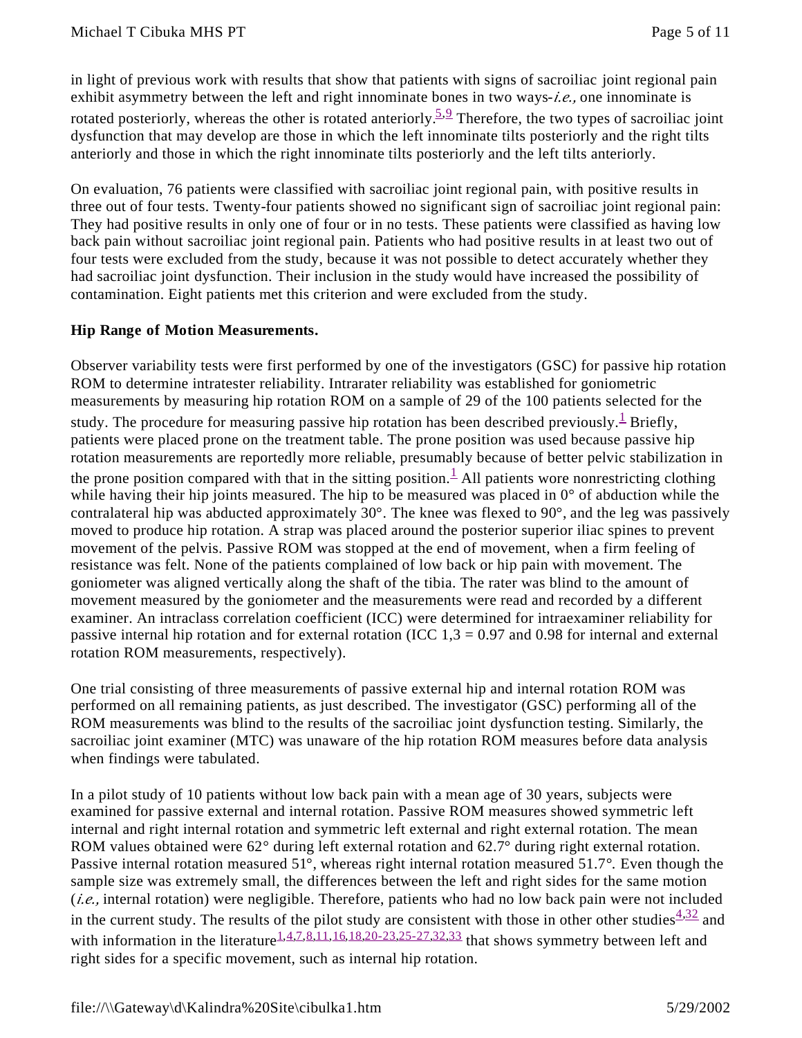in light of previous work with results that show that patients with signs of sacroiliac joint regional pain exhibit asymmetry between the left and right innominate bones in two ways-*i.e.,* one innominate is rotated posteriorly, whereas the other is rotated anteriorly.[5,9] Therefore, the two types of sacroiliac joint dysfunction that may develop are those in which the left innominate tilts posteriorly and the right tilts anteriorly and those in which the right innominate tilts posteriorly and the left tilts anteriorly.

On evaluation, 76 patients were classified with sacroiliac joint regional pain, with positive results in three out of four tests. Twenty-four patients showed no significant sign of sacroiliac joint regional pain: They had positive results in only one of four or in no tests. These patients were classified as having low back pain without sacroiliac joint regional pain. Patients who had positive results in at least two out of four tests were excluded from the study, because it was not possible to detect accurately whether they had sacroiliac joint dysfunction. Their inclusion in the study would have increased the possibility of contamination. Eight patients met this criterion and were excluded from the study.

**Hip Range of Motion Measurements.**

Observer variability tests were first performed by one of the investigators (GSC) for passive hip rotation ROM to determine intratester reliability. Intrarater reliability was established for goniometric measurements by measuring hip rotation ROM on a sample of 29 of the 100 patients selected for the study. The procedure for measuring passive hip rotation has been described previously.[1] Briefly, patients were placed prone on the treatment table. The prone position was used because passive hip rotation measurements are reportedly more reliable, presumably because of better pelvic stabilization in the prone position compared with that in the sitting position.[1] All patients wore nonrestricting clothing while having their hip joints measured. The hip to be measured was placed in 0° of abduction while the contralateral hip was abducted approximately 30°. The knee was flexed to 90°, and the leg was passively moved to produce hip rotation. A strap was placed around the posterior superior iliac spines to prevent movement of the pelvis. Passive ROM was stopped at the end of movement, when a firm feeling of resistance was felt. None of the patients complained of low back or hip pain with movement. The goniometer was aligned vertically along the shaft of the tibia. The rater was blind to the amount of movement measured by the goniometer and the measurements were read and recorded by a different examiner. An intraclass correlation coefficient (ICC) were determined for intraexaminer reliability for passive internal hip rotation and for external rotation (ICC 1,3 = 0.97 and 0.98 for internal and external rotation ROM measurements, respectively).

One trial consisting of three measurements of passive external hip and internal rotation ROM was performed on all remaining patients, as just described. The investigator (GSC) performing all of the ROM measurements was blind to the results of the sacroiliac joint dysfunction testing. Similarly, the sacroiliac joint examiner (MTC) was unaware of the hip rotation ROM measures before data analysis when findings were tabulated.

In a pilot study of 10 patients without low back pain with a mean age of 30 years, subjects were examined for passive external and internal rotation. Passive ROM measures showed symmetric left internal and right internal rotation and symmetric left external and right external rotation. The mean ROM values obtained were 62° during left external rotation and 62.7° during right external rotation. Passive internal rotation measured 51°, whereas right internal rotation measured 51.7°. Even though the sample size was extremely small, the differences between the left and right sides for the same motion (*i.e.,* internal rotation) were negligible. Therefore, patients who had no low back pain were not included in the current study. The results of the pilot study are consistent with those in other other studies[4,32] and with information in the literature[1,4,7,8,11,16,18,20-23,25-27,32,33] that shows symmetry between left and right sides for a specific movement, such as internal hip rotation.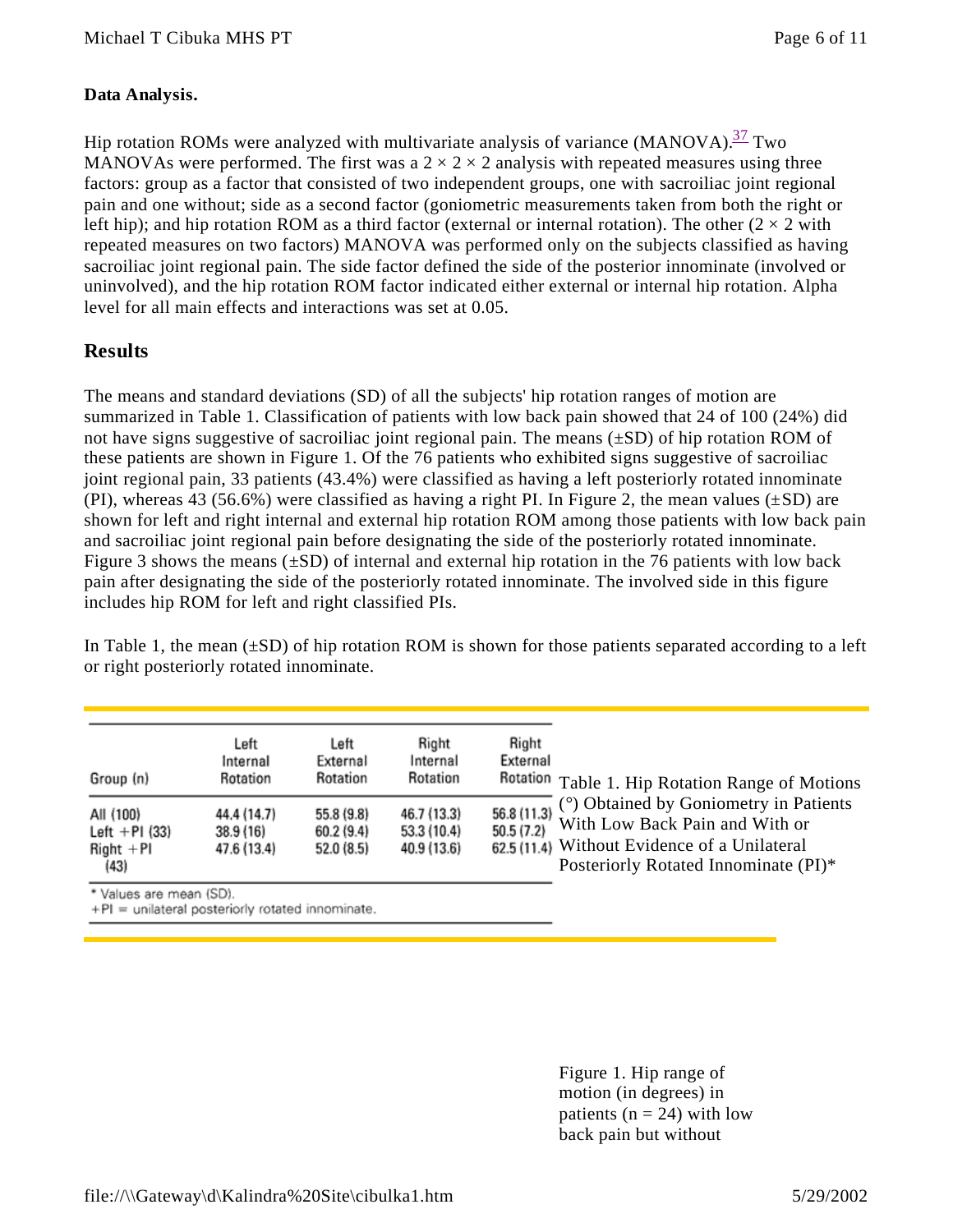**Data Analysis.**

Hip rotation ROMs were analyzed with multivariate analysis of variance (MANOVA).[37] Two MANOVAs were performed. The first was a $2 \times 2 \times 2$ analysis with repeated measures using three factors: group as a factor that consisted of two independent groups, one with sacroiliac joint regional pain and one without; side as a second factor (goniometric measurements taken from both the right or left hip); and hip rotation ROM as a third factor (external or internal rotation). The other ($2 \times 2$ with repeated measures on two factors) MANOVA was performed only on the subjects classified as having sacroiliac joint regional pain. The side factor defined the side of the posterior innominate (involved or uninvolved), and the hip rotation ROM factor indicated either external or internal hip rotation. Alpha level for all main effects and interactions was set at 0.05.

## Results

The means and standard deviations (SD) of all the subjects' hip rotation ranges of motion are summarized in Table 1. Classification of patients with low back pain showed that 24 of 100 (24%) did not have signs suggestive of sacroiliac joint regional pain. The means (±SD) of hip rotation ROM of these patients are shown in Figure 1. Of the 76 patients who exhibited signs suggestive of sacroiliac joint regional pain, 33 patients (43.4%) were classified as having a left posteriorly rotated innominate (PI), whereas 43 (56.6%) were classified as having a right PI. In Figure 2, the mean values (±SD) are shown for left and right internal and external hip rotation ROM among those patients with low back pain and sacroiliac joint regional pain before designating the side of the posteriorly rotated innominate. Figure 3 shows the means (±SD) of internal and external hip rotation in the 76 patients with low back pain after designating the side of the posteriorly rotated innominate. The involved side in this figure includes hip ROM for left and right classified PIs.

In Table 1, the mean (±SD) of hip rotation ROM is shown for those patients separated according to a left or right posteriorly rotated innominate.

Table 1. Hip Rotation Range of Motions (°) Obtained by Goniometry in Patients With Low Back Pain and With or Without Evidence of a Unilateral Posteriorly Rotated Innominate (PI)*

| Group (n) | Left Internal Rotation | Left External Rotation | Right Internal Rotation | Right External Rotation |
|---|---|---|---|---|
| All (100) | 44.4 (14.7) | 55.8 (9.8) | 46.7 (13.3) | 56.8 (11.3) |
| Left +PI (33) | 38.9 (16) | 60.2 (9.4) | 53.3 (10.4) | 50.5 (7.2) |
| Right +PI (43) | 47.6 (13.4) | 52.0 (8.5) | 40.9 (13.6) | 62.5 (11.4) |

* Values are mean (SD).
+PI = unilateral posteriorly rotated innominate.

Figure 1. Hip range of motion (in degrees) in patients (n = 24) with low back pain but without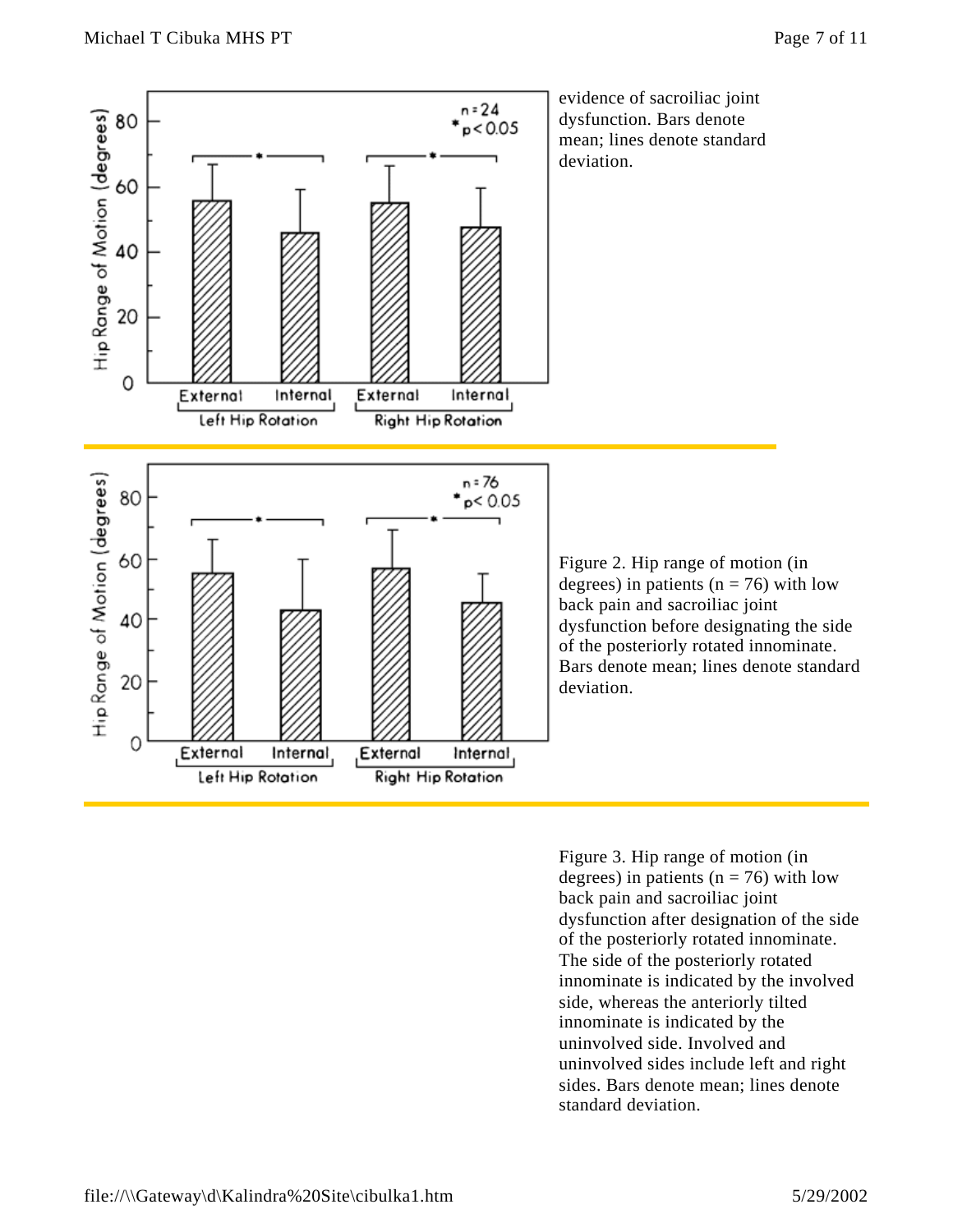evidence of sacroiliac joint dysfunction. Bars denote mean; lines denote standard deviation.

Figure 2. Hip range of motion (in degrees) in patients (n = 76) with low back pain and sacroiliac joint dysfunction before designating the side of the posteriorly rotated innominate. Bars denote mean; lines denote standard deviation.

Figure 3. Hip range of motion (in degrees) in patients (n = 76) with low back pain and sacroiliac joint dysfunction after designation of the side of the posteriorly rotated innominate. The side of the posteriorly rotated innominate is indicated by the involved side, whereas the anteriorly tilted innominate is indicated by the uninvolved side. Involved and uninvolved sides include left and right sides. Bars denote mean; lines denote standard deviation.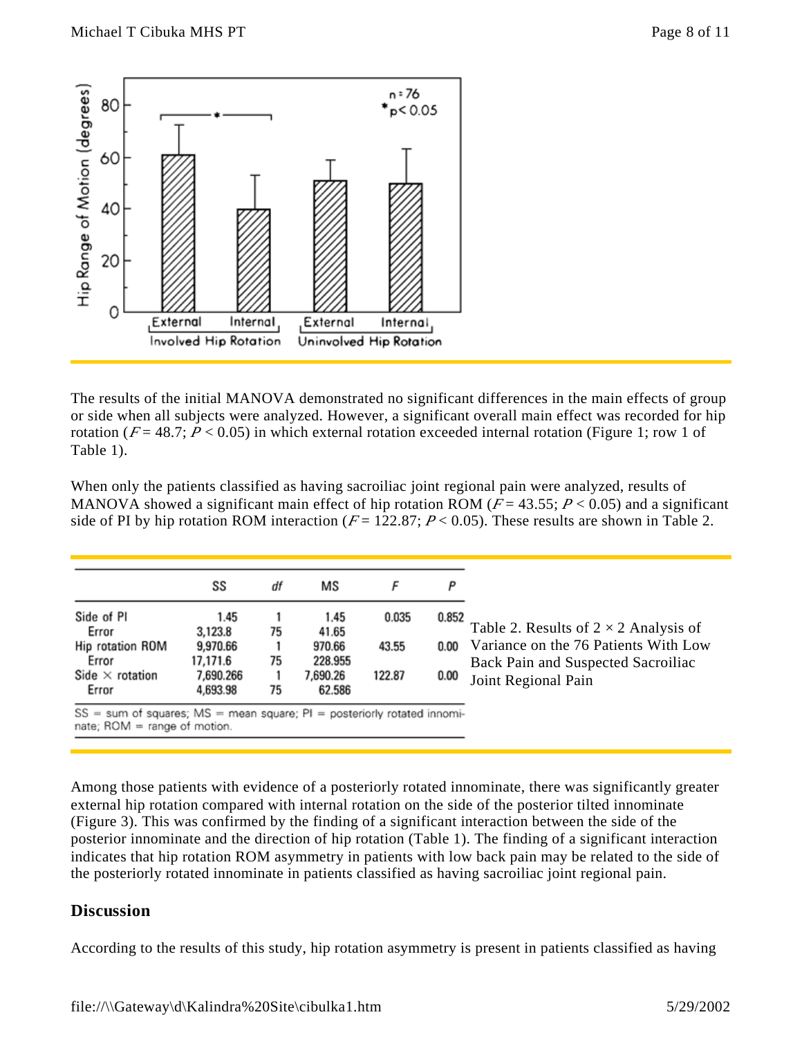The results of the initial MANOVA demonstrated no significant differences in the main effects of group or side when all subjects were analyzed. However, a significant overall main effect was recorded for hip rotation ($F = 48.7$; $P < 0.05$) in which external rotation exceeded internal rotation (Figure 1; row 1 of Table 1).

When only the patients classified as having sacroiliac joint regional pain were analyzed, results of MANOVA showed a significant main effect of hip rotation ROM ($F = 43.55$; $P < 0.05$) and a significant side of PI by hip rotation ROM interaction ($F = 122.87$; $P < 0.05$). These results are shown in Table 2.

Table 2. Results of 2 × 2 Analysis of Variance on the 76 Patients With Low Back Pain and Suspected Sacroiliac Joint Regional Pain

| | SS | df | MS | F | P |
|---|---|---|---|---|---|
| Side of PI | 1.45 | 1 | 1.45 | 0.035 | 0.852 |
| Error | 3,123.8 | 75 | 41.65 | | |
| Hip rotation ROM | 9,970.66 | 1 | 970.66 | 43.55 | 0.00 |
| Error | 17,171.6 | 75 | 228.955 | | |
| Side × rotation | 7,690.266 | 1 | 7,690.26 | 122.87 | 0.00 |
| Error | 4,693.98 | 75 | 62.586 | | |

SS = sum of squares; MS = mean square; PI = posteriorly rotated innominate; ROM = range of motion.

Among those patients with evidence of a posteriorly rotated innominate, there was significantly greater external hip rotation compared with internal rotation on the side of the posterior tilted innominate (Figure 3). This was confirmed by the finding of a significant interaction between the side of the posterior innominate and the direction of hip rotation (Table 1). The finding of a significant interaction indicates that hip rotation ROM asymmetry in patients with low back pain may be related to the side of the posteriorly rotated innominate in patients classified as having sacroiliac joint regional pain.

## Discussion

According to the results of this study, hip rotation asymmetry is present in patients classified as having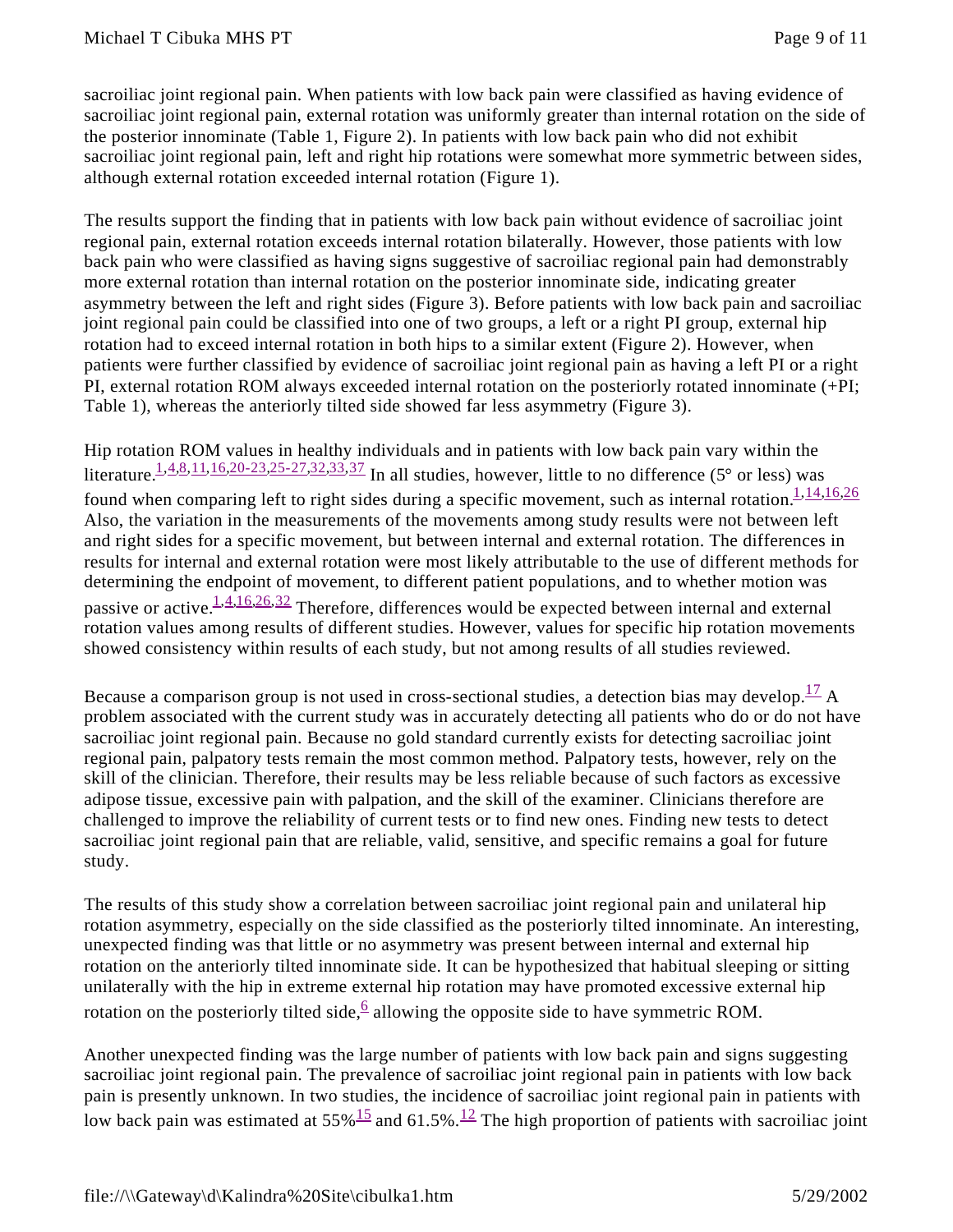sacroiliac joint regional pain. When patients with low back pain were classified as having evidence of sacroiliac joint regional pain, external rotation was uniformly greater than internal rotation on the side of the posterior innominate (Table 1, Figure 2). In patients with low back pain who did not exhibit sacroiliac joint regional pain, left and right hip rotations were somewhat more symmetric between sides, although external rotation exceeded internal rotation (Figure 1).

The results support the finding that in patients with low back pain without evidence of sacroiliac joint regional pain, external rotation exceeds internal rotation bilaterally. However, those patients with low back pain who were classified as having signs suggestive of sacroiliac regional pain had demonstrably more external rotation than internal rotation on the posterior innominate side, indicating greater asymmetry between the left and right sides (Figure 3). Before patients with low back pain and sacroiliac joint regional pain could be classified into one of two groups, a left or a right PI group, external hip rotation had to exceed internal rotation in both hips to a similar extent (Figure 2). However, when patients were further classified by evidence of sacroiliac joint regional pain as having a left PI or a right PI, external rotation ROM always exceeded internal rotation on the posteriorly rotated innominate (+PI; Table 1), whereas the anteriorly tilted side showed far less asymmetry (Figure 3).

Hip rotation ROM values in healthy individuals and in patients with low back pain vary within the literature.[1,4,8,11,16,20-23,25-27,32,33,37] In all studies, however, little to no difference (5° or less) was found when comparing left to right sides during a specific movement, such as internal rotation.[1,14,16,26] Also, the variation in the measurements of the movements among study results were not between left and right sides for a specific movement, but between internal and external rotation. The differences in results for internal and external rotation were most likely attributable to the use of different methods for determining the endpoint of movement, to different patient populations, and to whether motion was passive or active.[1,4,16,26,32] Therefore, differences would be expected between internal and external rotation values among results of different studies. However, values for specific hip rotation movements showed consistency within results of each study, but not among results of all studies reviewed.

Because a comparison group is not used in cross-sectional studies, a detection bias may develop.[17] A problem associated with the current study was in accurately detecting all patients who do or do not have sacroiliac joint regional pain. Because no gold standard currently exists for detecting sacroiliac joint regional pain, palpatory tests remain the most common method. Palpatory tests, however, rely on the skill of the clinician. Therefore, their results may be less reliable because of such factors as excessive adipose tissue, excessive pain with palpation, and the skill of the examiner. Clinicians therefore are challenged to improve the reliability of current tests or to find new ones. Finding new tests to detect sacroiliac joint regional pain that are reliable, valid, sensitive, and specific remains a goal for future study.

The results of this study show a correlation between sacroiliac joint regional pain and unilateral hip rotation asymmetry, especially on the side classified as the posteriorly tilted innominate. An interesting, unexpected finding was that little or no asymmetry was present between internal and external hip rotation on the anteriorly tilted innominate side. It can be hypothesized that habitual sleeping or sitting unilaterally with the hip in extreme external hip rotation may have promoted excessive external hip rotation on the posteriorly tilted side,[6] allowing the opposite side to have symmetric ROM.

Another unexpected finding was the large number of patients with low back pain and signs suggesting sacroiliac joint regional pain. The prevalence of sacroiliac joint regional pain in patients with low back pain is presently unknown. In two studies, the incidence of sacroiliac joint regional pain in patients with low back pain was estimated at 55%[15] and 61.5%.[12] The high proportion of patients with sacroiliac joint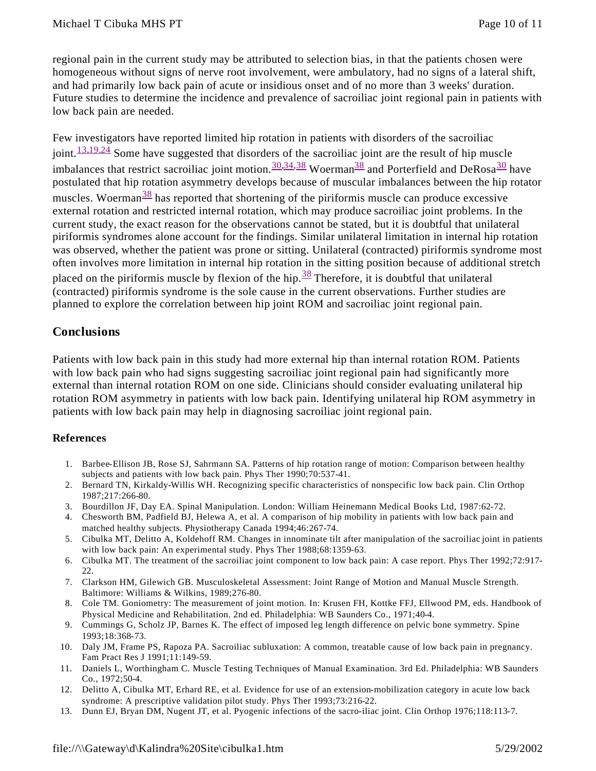regional pain in the current study may be attributed to selection bias, in that the patients chosen were homogeneous without signs of nerve root involvement, were ambulatory, had no signs of a lateral shift, and had primarily low back pain of acute or insidious onset and of no more than 3 weeks' duration. Future studies to determine the incidence and prevalence of sacroiliac joint regional pain in patients with low back pain are needed.

Few investigators have reported limited hip rotation in patients with disorders of the sacroiliac joint.[13,19,24] Some have suggested that disorders of the sacroiliac joint are the result of hip muscle imbalances that restrict sacroiliac joint motion.[30,34,38] Woerman[38] and Porterfield and DeRosa[30] have postulated that hip rotation asymmetry develops because of muscular imbalances between the hip rotator muscles. Woerman[38] has reported that shortening of the piriformis muscle can produce excessive external rotation and restricted internal rotation, which may produce sacroiliac joint problems. In the current study, the exact reason for the observations cannot be stated, but it is doubtful that unilateral piriformis syndromes alone account for the findings. Similar unilateral limitation in internal hip rotation was observed, whether the patient was prone or sitting. Unilateral (contracted) piriformis syndrome most often involves more limitation in internal hip rotation in the sitting position because of additional stretch placed on the piriformis muscle by flexion of the hip.[38] Therefore, it is doubtful that unilateral (contracted) piriformis syndrome is the sole cause in the current observations. Further studies are planned to explore the correlation between hip joint ROM and sacroiliac joint regional pain.

## Conclusions

Patients with low back pain in this study had more external hip than internal rotation ROM. Patients with low back pain who had signs suggesting sacroiliac joint regional pain had significantly more external than internal rotation ROM on one side. Clinicians should consider evaluating unilateral hip rotation ROM asymmetry in patients with low back pain. Identifying unilateral hip ROM asymmetry in patients with low back pain may help in diagnosing sacroiliac joint regional pain.

### References

1. Barbee-Ellison JB, Rose SJ, Sahrmann SA. Patterns of hip rotation range of motion: Comparison between healthy subjects and patients with low back pain. Phys Ther 1990;70:537-41.
2. Bernard TN, Kirkaldy-Willis WH. Recognizing specific characteristics of nonspecific low back pain. Clin Orthop 1987;217:266-80.
3. Bourdillon JF, Day EA. Spinal Manipulation. London: William Heinemann Medical Books Ltd, 1987:62-72.
4. Chesworth BM, Padfield BJ, Helewa A, et al. A comparison of hip mobility in patients with low back pain and matched healthy subjects. Physiotherapy Canada 1994;46:267-74.
5. Cibulka MT, Delitto A, Koldehoff RM. Changes in innominate tilt after manipulation of the sacroiliac joint in patients with low back pain: An experimental study. Phys Ther 1988;68:1359-63.
6. Cibulka MT. The treatment of the sacroiliac joint component to low back pain: A case report. Phys Ther 1992;72:917-22.
7. Clarkson HM, Gilewich GB. Musculoskeletal Assessment: Joint Range of Motion and Manual Muscle Strength. Baltimore: Williams & Wilkins, 1989;276-80.
8. Cole TM. Goniometry: The measurement of joint motion. In: Krusen FH, Kottke FFJ, Ellwood PM, eds. Handbook of Physical Medicine and Rehabilitation. 2nd ed. Philadelphia: WB Saunders Co., 1971;40-4.
9. Cummings G, Scholz JP, Barnes K. The effect of imposed leg length difference on pelvic bone symmetry. Spine 1993;18:368-73.
10. Daly JM, Frame PS, Rapoza PA. Sacroiliac subluxation: A common, treatable cause of low back pain in pregnancy. Fam Pract Res J 1991;11:149-59.
11. Daniels L, Worthingham C. Muscle Testing Techniques of Manual Examination. 3rd Ed. Philadelphia: WB Saunders Co., 1972;50-4.
12. Delitto A, Cibulka MT, Erhard RE, et al. Evidence for use of an extension-mobilization category in acute low back syndrome: A prescriptive validation pilot study. Phys Ther 1993;73:216-22.
13. Dunn EJ, Bryan DM, Nugent JT, et al. Pyogenic infections of the sacro-iliac joint. Clin Orthop 1976;118:113-7.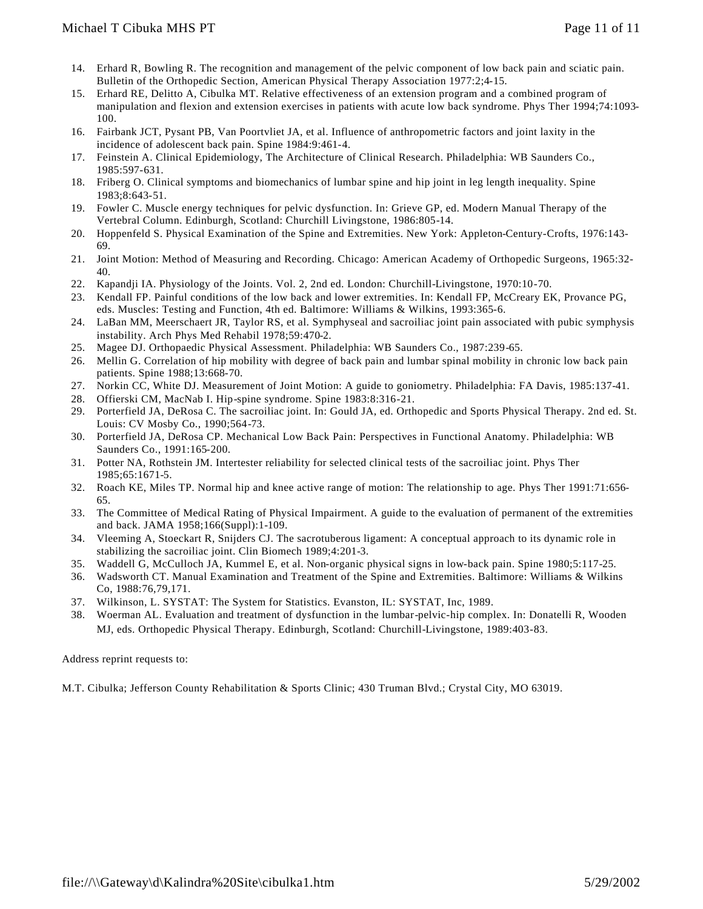14. Erhard R, Bowling R. The recognition and management of the pelvic component of low back pain and sciatic pain. Bulletin of the Orthopedic Section, American Physical Therapy Association 1977:2;4-15.
15. Erhard RE, Delitto A, Cibulka MT. Relative effectiveness of an extension program and a combined program of manipulation and flexion and extension exercises in patients with acute low back syndrome. Phys Ther 1994;74:1093-100.
16. Fairbank JCT, Pysant PB, Van Poortvliet JA, et al. Influence of anthropometric factors and joint laxity in the incidence of adolescent back pain. Spine 1984:9:461-4.
17. Feinstein A. Clinical Epidemiology, The Architecture of Clinical Research. Philadelphia: WB Saunders Co., 1985:597-631.
18. Friberg O. Clinical symptoms and biomechanics of lumbar spine and hip joint in leg length inequality. Spine 1983;8:643-51.
19. Fowler C. Muscle energy techniques for pelvic dysfunction. In: Grieve GP, ed. Modern Manual Therapy of the Vertebral Column. Edinburgh, Scotland: Churchill Livingstone, 1986:805-14.
20. Hoppenfeld S. Physical Examination of the Spine and Extremities. New York: Appleton-Century-Crofts, 1976:143-69.
21. Joint Motion: Method of Measuring and Recording. Chicago: American Academy of Orthopedic Surgeons, 1965:32-40.
22. Kapandji IA. Physiology of the Joints. Vol. 2, 2nd ed. London: Churchill-Livingstone, 1970:10-70.
23. Kendall FP. Painful conditions of the low back and lower extremities. In: Kendall FP, McCreary EK, Provance PG, eds. Muscles: Testing and Function, 4th ed. Baltimore: Williams & Wilkins, 1993:365-6.
24. LaBan MM, Meerschaert JR, Taylor RS, et al. Symphyseal and sacroiliac joint pain associated with pubic symphysis instability. Arch Phys Med Rehabil 1978;59:470-2.
25. Magee DJ. Orthopaedic Physical Assessment. Philadelphia: WB Saunders Co., 1987:239-65.
26. Mellin G. Correlation of hip mobility with degree of back pain and lumbar spinal mobility in chronic low back pain patients. Spine 1988;13:668-70.
27. Norkin CC, White DJ. Measurement of Joint Motion: A guide to goniometry. Philadelphia: FA Davis, 1985:137-41.
28. Offierski CM, MacNab I. Hip-spine syndrome. Spine 1983:8:316-21.
29. Porterfield JA, DeRosa C. The sacroiliac joint. In: Gould JA, ed. Orthopedic and Sports Physical Therapy. 2nd ed. St. Louis: CV Mosby Co., 1990;564-73.
30. Porterfield JA, DeRosa CP. Mechanical Low Back Pain: Perspectives in Functional Anatomy. Philadelphia: WB Saunders Co., 1991:165-200.
31. Potter NA, Rothstein JM. Intertester reliability for selected clinical tests of the sacroiliac joint. Phys Ther 1985;65:1671-5.
32. Roach KE, Miles TP. Normal hip and knee active range of motion: The relationship to age. Phys Ther 1991:71:656-65.
33. The Committee of Medical Rating of Physical Impairment. A guide to the evaluation of permanent of the extremities and back. JAMA 1958;166(Suppl):1-109.
34. Vleeming A, Stoeckart R, Snijders CJ. The sacrotuberous ligament: A conceptual approach to its dynamic role in stabilizing the sacroiliac joint. Clin Biomech 1989;4:201-3.
35. Waddell G, McCulloch JA, Kummel E, et al. Non-organic physical signs in low-back pain. Spine 1980;5:117-25.
36. Wadsworth CT. Manual Examination and Treatment of the Spine and Extremities. Baltimore: Williams & Wilkins Co, 1988:76,79,171.
37. Wilkinson, L. SYSTAT: The System for Statistics. Evanston, IL: SYSTAT, Inc, 1989.
38. Woerman AL. Evaluation and treatment of dysfunction in the lumbar-pelvic-hip complex. In: Donatelli R, Wooden MJ, eds. Orthopedic Physical Therapy. Edinburgh, Scotland: Churchill-Livingstone, 1989:403-83.

Address reprint requests to:

M.T. Cibulka; Jefferson County Rehabilitation & Sports Clinic; 430 Truman Blvd.; Crystal City, MO 63019.